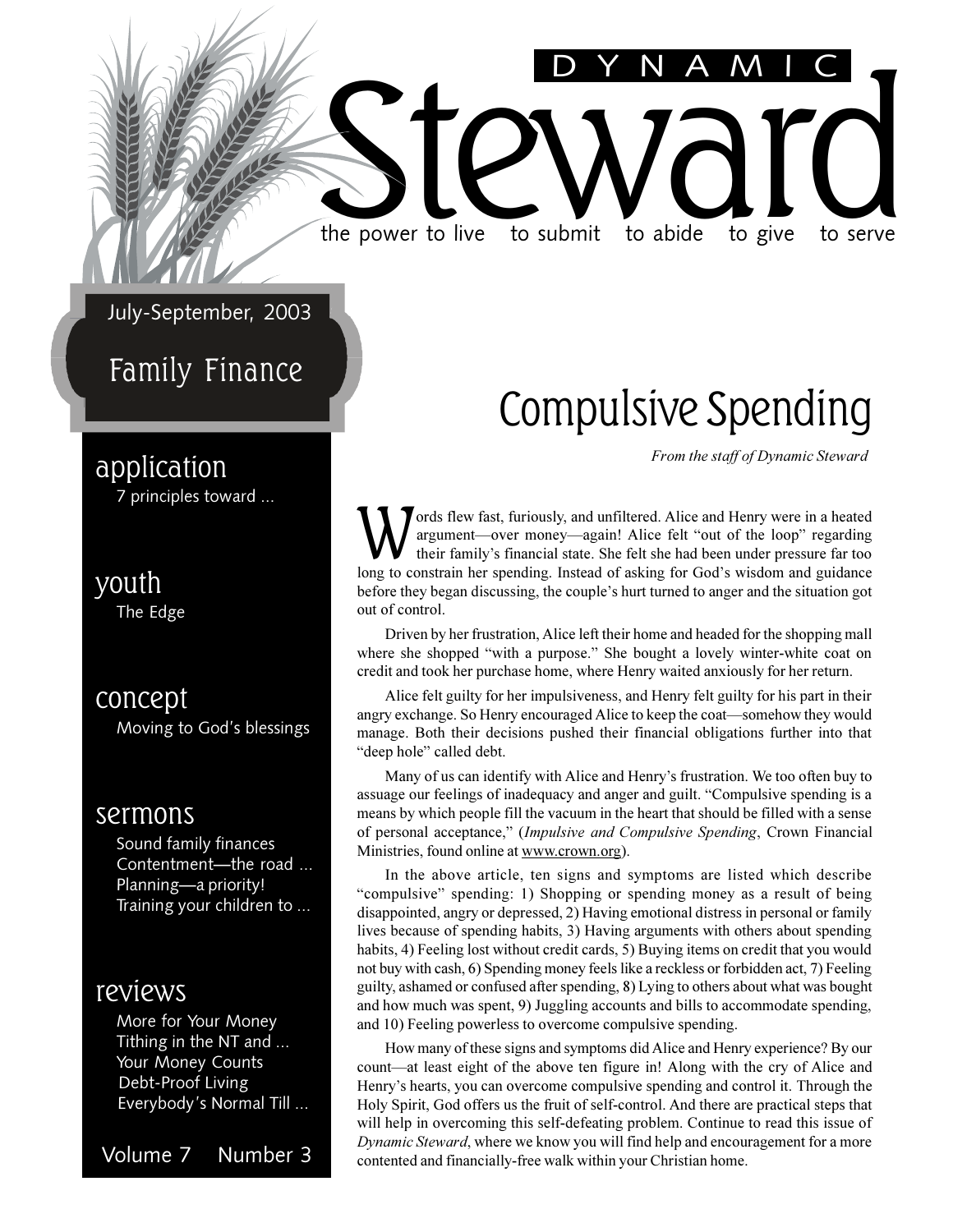# DYNAMIC Steward

the power to live to submit to abide to give to serve

July-September, 2003

Family Finance

**application**
7 principles toward ...

**youth**
The Edge

**concept**
Moving to God's blessings

**sermons**
Sound family finances
Contentment—the road ...
Planning—a priority!
Training your children to ...

**reviews**
More for Your Money
Tithing in the NT and ...
Your Money Counts
Debt-Proof Living
Everybody's Normal Till ...

Volume 7 Number 3

## Compulsive Spending

*From the staff of Dynamic Steward*

Words flew fast, furiously, and unfiltered. Alice and Henry were in a heated argument—over money—again! Alice felt "out of the loop" regarding their family's financial state. She felt she had been under pressure far too long to constrain her spending. Instead of asking for God's wisdom and guidance before they began discussing, the couple's hurt turned to anger and the situation got out of control.

Driven by her frustration, Alice left their home and headed for the shopping mall where she shopped "with a purpose." She bought a lovely winter-white coat on credit and took her purchase home, where Henry waited anxiously for her return.

Alice felt guilty for her impulsiveness, and Henry felt guilty for his part in their angry exchange. So Henry encouraged Alice to keep the coat—somehow they would manage. Both their decisions pushed their financial obligations further into that "deep hole" called debt.

Many of us can identify with Alice and Henry's frustration. We too often buy to assuage our feelings of inadequacy and anger and guilt. "Compulsive spending is a means by which people fill the vacuum in the heart that should be filled with a sense of personal acceptance," (*Impulsive and Compulsive Spending*, Crown Financial Ministries, found online at www.crown.org).

In the above article, ten signs and symptoms are listed which describe "compulsive" spending: 1) Shopping or spending money as a result of being disappointed, angry or depressed, 2) Having emotional distress in personal or family lives because of spending habits, 3) Having arguments with others about spending habits, 4) Feeling lost without credit cards, 5) Buying items on credit that you would not buy with cash, 6) Spending money feels like a reckless or forbidden act, 7) Feeling guilty, ashamed or confused after spending, 8) Lying to others about what was bought and how much was spent, 9) Juggling accounts and bills to accommodate spending, and 10) Feeling powerless to overcome compulsive spending.

How many of these signs and symptoms did Alice and Henry experience? By our count—at least eight of the above ten figure in! Along with the cry of Alice and Henry's hearts, you can overcome compulsive spending and control it. Through the Holy Spirit, God offers us the fruit of self-control. And there are practical steps that will help in overcoming this self-defeating problem. Continue to read this issue of *Dynamic Steward*, where we know you will find help and encouragement for a more contented and financially-free walk within your Christian home.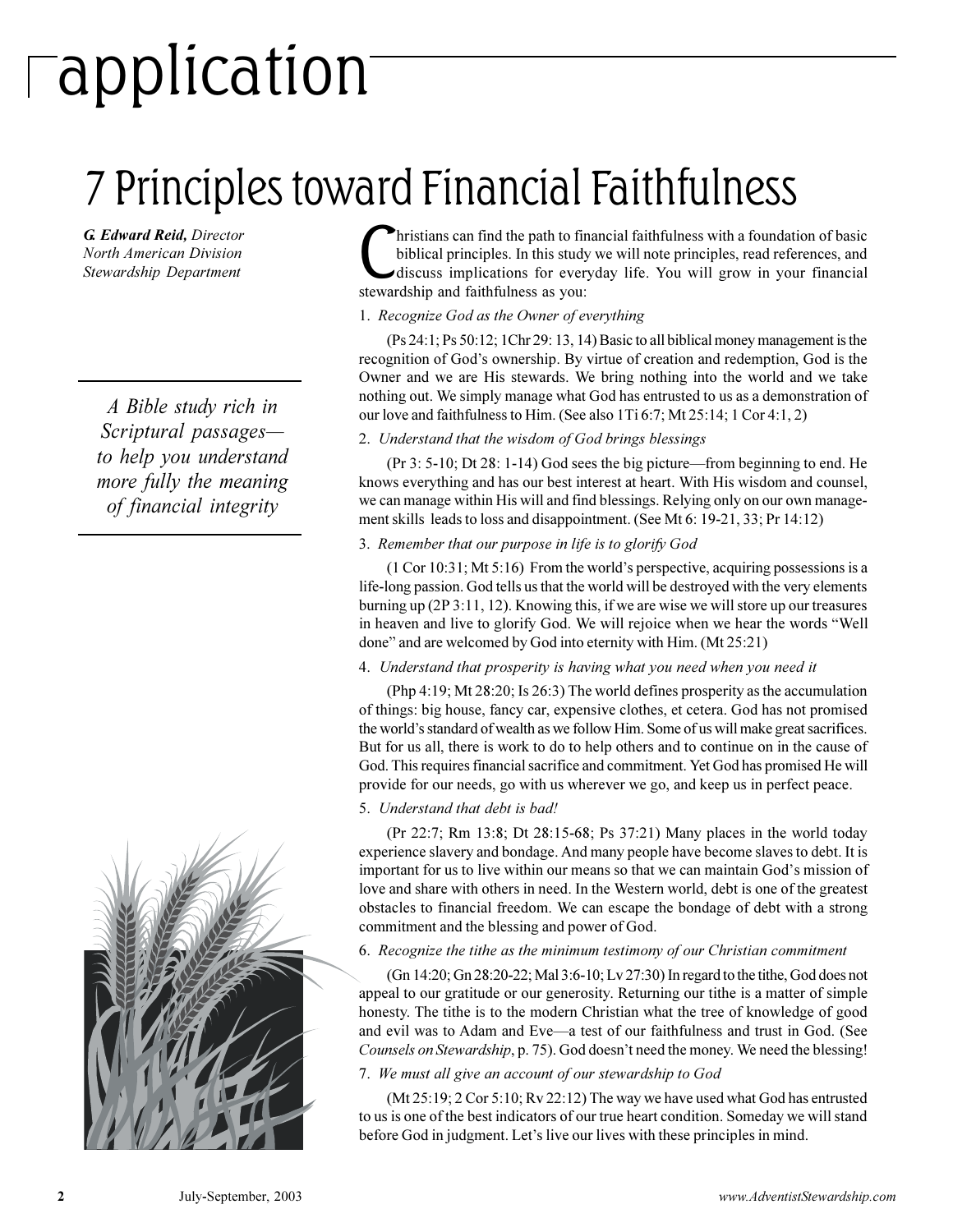# application

## 7 Principles toward Financial Faithfulness

***G. Edward Reid,** Director*
*North American Division*
*Stewardship Department*

*A Bible study rich in Scriptural passages—to help you understand more fully the meaning of financial integrity*

Christians can find the path to financial faithfulness with a foundation of basic biblical principles. In this study we will note principles, read references, and discuss implications for everyday life. You will grow in your financial stewardship and faithfulness as you:

1. *Recognize God as the Owner of everything*

(Ps 24:1; Ps 50:12; 1Chr 29: 13, 14) Basic to all biblical money management is the recognition of God's ownership. By virtue of creation and redemption, God is the Owner and we are His stewards. We bring nothing into the world and we take nothing out. We simply manage what God has entrusted to us as a demonstration of our love and faithfulness to Him. (See also 1Ti 6:7; Mt 25:14; 1 Cor 4:1, 2)

2. *Understand that the wisdom of God brings blessings*

(Pr 3: 5-10; Dt 28: 1-14) God sees the big picture—from beginning to end. He knows everything and has our best interest at heart. With His wisdom and counsel, we can manage within His will and find blessings. Relying only on our own management skills leads to loss and disappointment. (See Mt 6: 19-21, 33; Pr 14:12)

3. *Remember that our purpose in life is to glorify God*

(1 Cor 10:31; Mt 5:16) From the world's perspective, acquiring possessions is a life-long passion. God tells us that the world will be destroyed with the very elements burning up (2P 3:11, 12). Knowing this, if we are wise we will store up our treasures in heaven and live to glorify God. We will rejoice when we hear the words "Well done" and are welcomed by God into eternity with Him. (Mt 25:21)

4. *Understand that prosperity is having what you need when you need it*

(Php 4:19; Mt 28:20; Is 26:3) The world defines prosperity as the accumulation of things: big house, fancy car, expensive clothes, et cetera. God has not promised the world's standard of wealth as we follow Him. Some of us will make great sacrifices. But for us all, there is work to do to help others and to continue on in the cause of God. This requires financial sacrifice and commitment. Yet God has promised He will provide for our needs, go with us wherever we go, and keep us in perfect peace.

5. *Understand that debt is bad!*

(Pr 22:7; Rm 13:8; Dt 28:15-68; Ps 37:21) Many places in the world today experience slavery and bondage. And many people have become slaves to debt. It is important for us to live within our means so that we can maintain God's mission of love and share with others in need. In the Western world, debt is one of the greatest obstacles to financial freedom. We can escape the bondage of debt with a strong commitment and the blessing and power of God.

6. *Recognize the tithe as the minimum testimony of our Christian commitment*

(Gn 14:20; Gn 28:20-22; Mal 3:6-10; Lv 27:30) In regard to the tithe, God does not appeal to our gratitude or our generosity. Returning our tithe is a matter of simple honesty. The tithe is to the modern Christian what the tree of knowledge of good and evil was to Adam and Eve—a test of our faithfulness and trust in God. (See *Counsels on Stewardship*, p. 75). God doesn't need the money. We need the blessing!

7. *We must all give an account of our stewardship to God*

(Mt 25:19; 2 Cor 5:10; Rv 22:12) The way we have used what God has entrusted to us is one of the best indicators of our true heart condition. Someday we will stand before God in judgment. Let's live our lives with these principles in mind.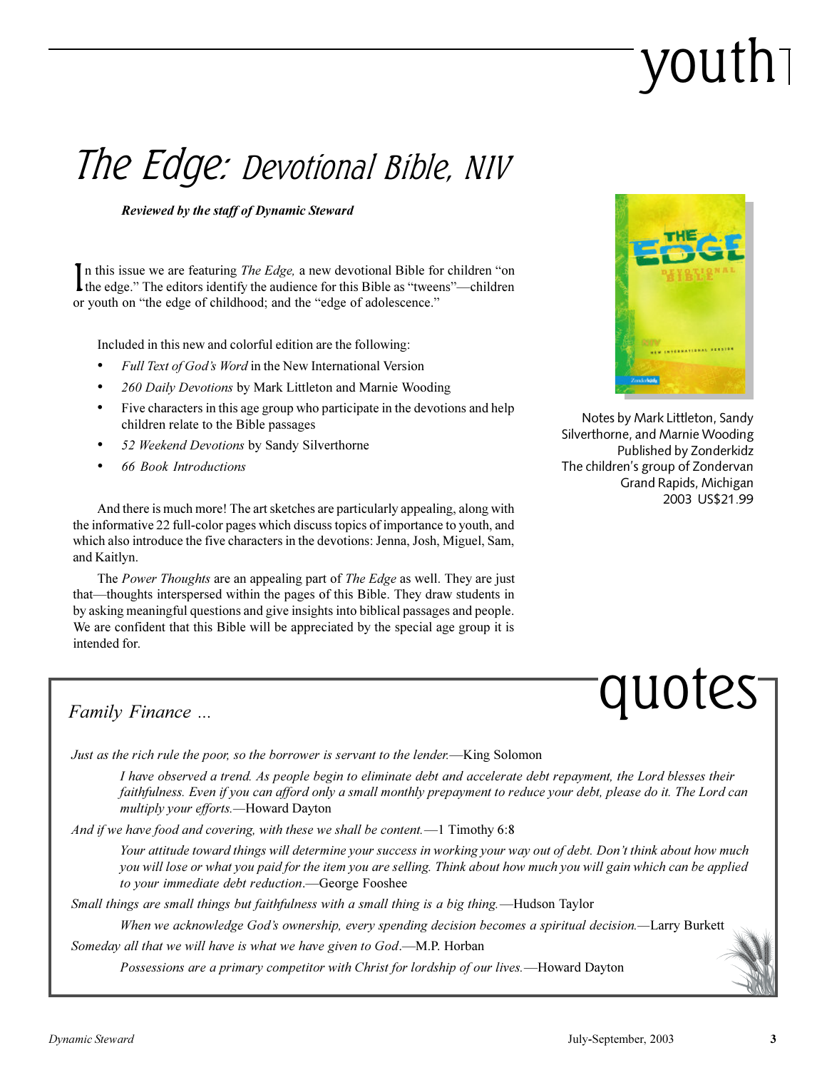# youth

## *The Edge:* Devotional Bible, NIV

***Reviewed by the staff of Dynamic Steward***

In this issue we are featuring *The Edge,* a new devotional Bible for children "on the edge." The editors identify the audience for this Bible as "tweens"—children or youth on "the edge of childhood; and the "edge of adolescence."

Included in this new and colorful edition are the following:

- *Full Text of God's Word* in the New International Version
- *260 Daily Devotions* by Mark Littleton and Marnie Wooding
- Five characters in this age group who participate in the devotions and help children relate to the Bible passages
- *52 Weekend Devotions* by Sandy Silverthorne
- *66 Book Introductions*

And there is much more! The art sketches are particularly appealing, along with the informative 22 full-color pages which discuss topics of importance to youth, and which also introduce the five characters in the devotions: Jenna, Josh, Miguel, Sam, and Kaitlyn.

The *Power Thoughts* are an appealing part of *The Edge* as well. They are just that—thoughts interspersed within the pages of this Bible. They draw students in by asking meaningful questions and give insights into biblical passages and people. We are confident that this Bible will be appreciated by the special age group it is intended for.

Notes by Mark Littleton, Sandy Silverthorne, and Marnie Wooding
Published by Zonderkidz
The children's group of Zondervan
Grand Rapids, Michigan
2003 US$21.99

# quotes

*Family Finance ...*

*Just as the rich rule the poor, so the borrower is servant to the lender.*—King Solomon

> *I have observed a trend. As people begin to eliminate debt and accelerate debt repayment, the Lord blesses their faithfulness. Even if you can afford only a small monthly prepayment to reduce your debt, please do it. The Lord can multiply your efforts.*—Howard Dayton

*And if we have food and covering, with these we shall be content.*—1 Timothy 6:8

> *Your attitude toward things will determine your success in working your way out of debt. Don't think about how much you will lose or what you paid for the item you are selling. Think about how much you will gain which can be applied to your immediate debt reduction*.—George Fooshee

*Small things are small things but faithfulness with a small thing is a big thing.*—Hudson Taylor

> *When we acknowledge God's ownership, every spending decision becomes a spiritual decision.*—Larry Burkett

*Someday all that we will have is what we have given to God*.—M.P. Horban

> *Possessions are a primary competitor with Christ for lordship of our lives.*—Howard Dayton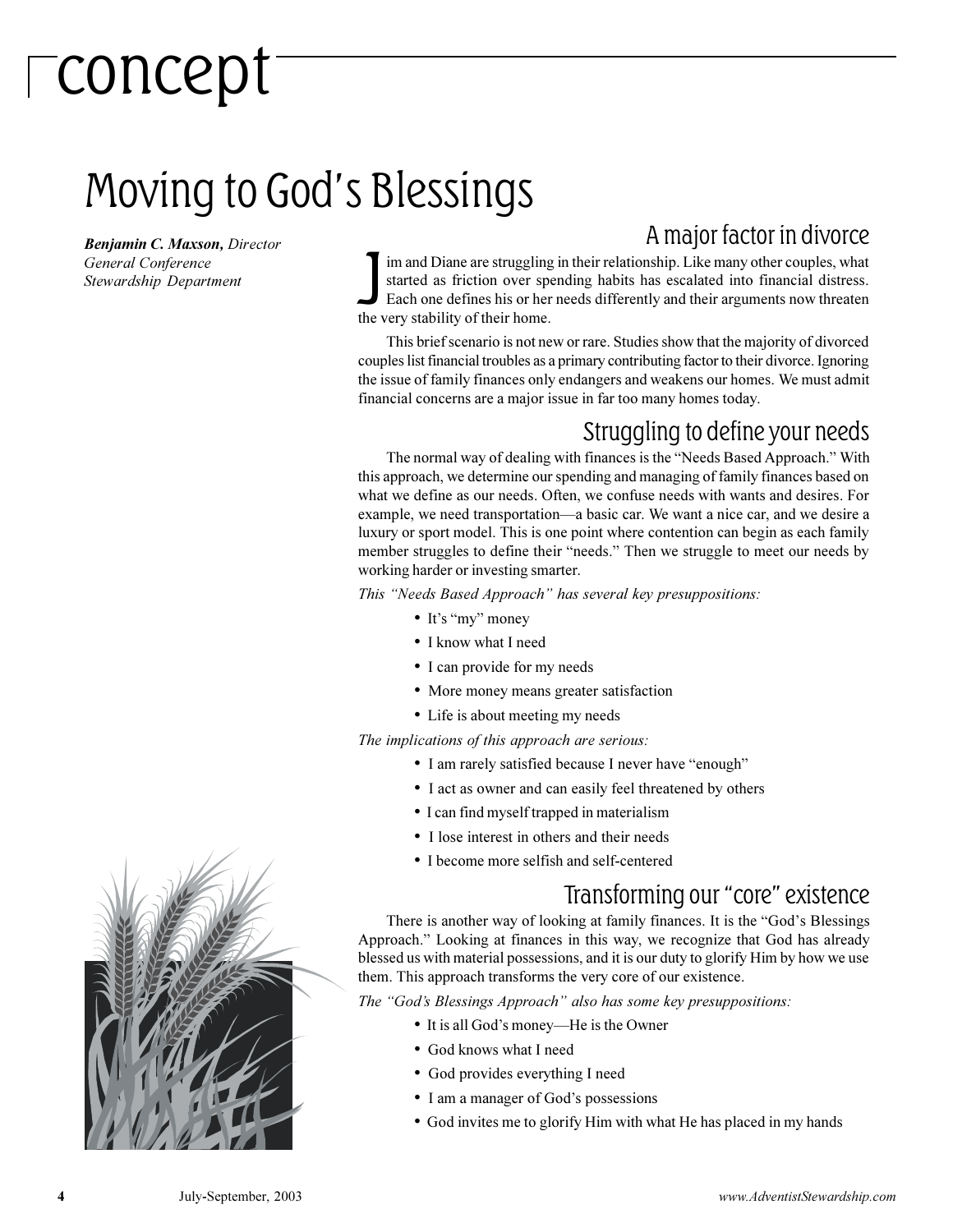# concept

# Moving to God's Blessings

***Benjamin C. Maxson,*** *Director*
*General Conference*
*Stewardship Department*

## A major factor in divorce

Jim and Diane are struggling in their relationship. Like many other couples, what started as friction over spending habits has escalated into financial distress. Each one defines his or her needs differently and their arguments now threaten the very stability of their home.

This brief scenario is not new or rare. Studies show that the majority of divorced couples list financial troubles as a primary contributing factor to their divorce. Ignoring the issue of family finances only endangers and weakens our homes. We must admit financial concerns are a major issue in far too many homes today.

## Struggling to define your needs

The normal way of dealing with finances is the "Needs Based Approach." With this approach, we determine our spending and managing of family finances based on what we define as our needs. Often, we confuse needs with wants and desires. For example, we need transportation—a basic car. We want a nice car, and we desire a luxury or sport model. This is one point where contention can begin as each family member struggles to define their "needs." Then we struggle to meet our needs by working harder or investing smarter.

*This "Needs Based Approach" has several key presuppositions:*

- It's "my" money
- I know what I need
- I can provide for my needs
- More money means greater satisfaction
- Life is about meeting my needs

*The implications of this approach are serious:*

- I am rarely satisfied because I never have "enough"
- I act as owner and can easily feel threatened by others
- I can find myself trapped in materialism
- I lose interest in others and their needs
- I become more selfish and self-centered

## Transforming our "core" existence

There is another way of looking at family finances. It is the "God's Blessings Approach." Looking at finances in this way, we recognize that God has already blessed us with material possessions, and it is our duty to glorify Him by how we use them. This approach transforms the very core of our existence.

*The "God's Blessings Approach" also has some key presuppositions:*

- It is all God's money—He is the Owner
- God knows what I need
- God provides everything I need
- I am a manager of God's possessions
- God invites me to glorify Him with what He has placed in my hands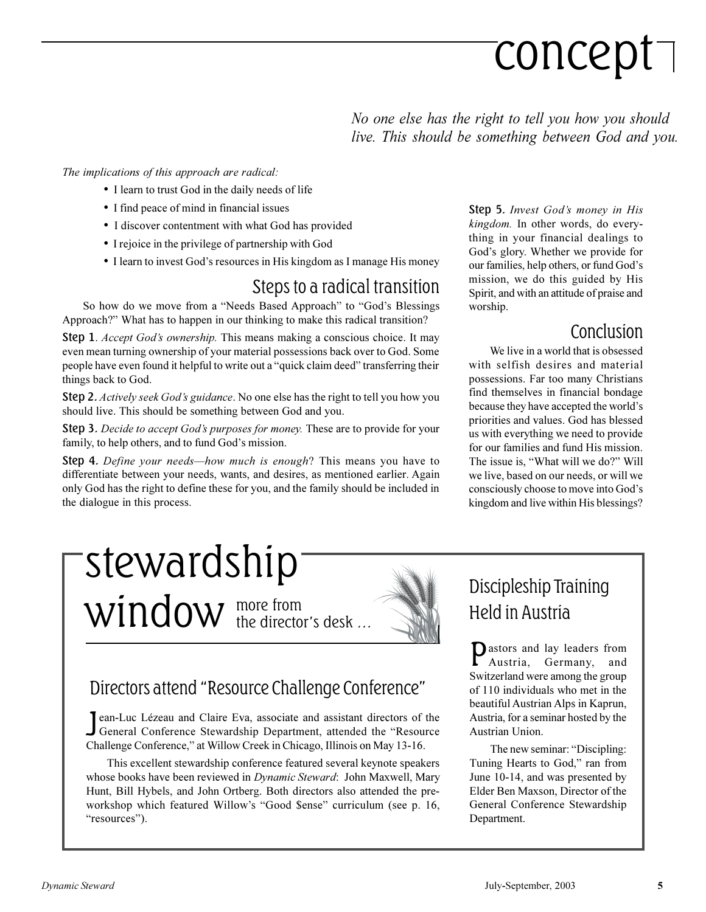# concept

*No one else has the right to tell you how you should live. This should be something between God and you.*

*The implications of this approach are radical:*

- I learn to trust God in the daily needs of life
- I find peace of mind in financial issues
- I discover contentment with what God has provided
- I rejoice in the privilege of partnership with God
- I learn to invest God's resources in His kingdom as I manage His money

## Steps to a radical transition

So how do we move from a "Needs Based Approach" to "God's Blessings Approach?" What has to happen in our thinking to make this radical transition?

**Step 1**. *Accept God's ownership.* This means making a conscious choice. It may even mean turning ownership of your material possessions back over to God. Some people have even found it helpful to write out a "quick claim deed" transferring their things back to God.

**Step 2**. *Actively seek God's guidance*. No one else has the right to tell you how you should live. This should be something between God and you.

**Step 3**. *Decide to accept God's purposes for money.* These are to provide for your family, to help others, and to fund God's mission.

**Step 4**. *Define your needs—how much is enough*? This means you have to differentiate between your needs, wants, and desires, as mentioned earlier. Again only God has the right to define these for you, and the family should be included in the dialogue in this process.

**Step 5**. *Invest God's money in His kingdom.* In other words, do everything in your financial dealings to God's glory. Whether we provide for our families, help others, or fund God's mission, we do this guided by His Spirit, and with an attitude of praise and worship.

## Conclusion

We live in a world that is obsessed with selfish desires and material possessions. Far too many Christians find themselves in financial bondage because they have accepted the world's priorities and values. God has blessed us with everything we need to provide for our families and fund His mission. The issue is, "What will we do?" Will we live, based on our needs, or will we consciously choose to move into God's kingdom and live within His blessings?

# stewardship window

more from the director's desk …

## Directors attend "Resource Challenge Conference"

Jean-Luc Lézeau and Claire Eva, associate and assistant directors of the General Conference Stewardship Department, attended the "Resource Challenge Conference," at Willow Creek in Chicago, Illinois on May 13-16.

This excellent stewardship conference featured several keynote speakers whose books have been reviewed in *Dynamic Steward*: John Maxwell, Mary Hunt, Bill Hybels, and John Ortberg. Both directors also attended the pre-workshop which featured Willow's "Good $ense" curriculum (see p. 16, "resources").

## Discipleship Training Held in Austria

Pastors and lay leaders from Austria, Germany, and Switzerland were among the group of 110 individuals who met in the beautiful Austrian Alps in Kaprun, Austria, for a seminar hosted by the Austrian Union.

The new seminar: "Discipling: Tuning Hearts to God," ran from June 10-14, and was presented by Elder Ben Maxson, Director of the General Conference Stewardship Department.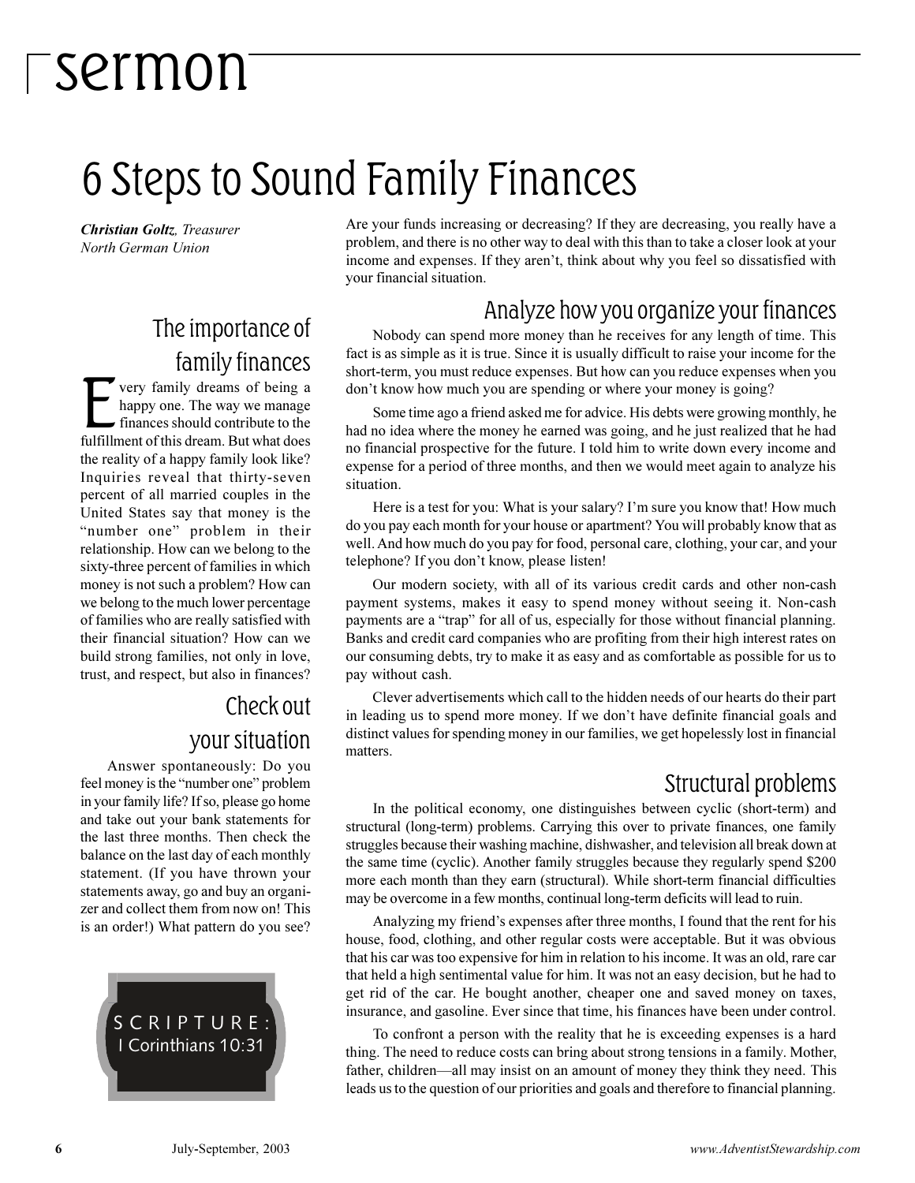# sermon

# 6 Steps to Sound Family Finances

***Christian Goltz**, Treasurer*
*North German Union*

## The importance of family finances

Every family dreams of being a happy one. The way we manage finances should contribute to the fulfillment of this dream. But what does the reality of a happy family look like? Inquiries reveal that thirty-seven percent of all married couples in the United States say that money is the "number one" problem in their relationship. How can we belong to the sixty-three percent of families in which money is not such a problem? How can we belong to the much lower percentage of families who are really satisfied with their financial situation? How can we build strong families, not only in love, trust, and respect, but also in finances?

## Check out your situation

Answer spontaneously: Do you feel money is the "number one" problem in your family life? If so, please go home and take out your bank statements for the last three months. Then check the balance on the last day of each monthly statement. (If you have thrown your statements away, go and buy an organizer and collect them from now on! This is an order!) What pattern do you see? Are your funds increasing or decreasing? If they are decreasing, you really have a problem, and there is no other way to deal with this than to take a closer look at your income and expenses. If they aren't, think about why you feel so dissatisfied with your financial situation.

SCRIPTURE:
I Corinthians 10:31

## Analyze how you organize your finances

Nobody can spend more money than he receives for any length of time. This fact is as simple as it is true. Since it is usually difficult to raise your income for the short-term, you must reduce expenses. But how can you reduce expenses when you don't know how much you are spending or where your money is going?

Some time ago a friend asked me for advice. His debts were growing monthly, he had no idea where the money he earned was going, and he just realized that he had no financial prospective for the future. I told him to write down every income and expense for a period of three months, and then we would meet again to analyze his situation.

Here is a test for you: What is your salary? I'm sure you know that! How much do you pay each month for your house or apartment? You will probably know that as well. And how much do you pay for food, personal care, clothing, your car, and your telephone? If you don't know, please listen!

Our modern society, with all of its various credit cards and other non-cash payment systems, makes it easy to spend money without seeing it. Non-cash payments are a "trap" for all of us, especially for those without financial planning. Banks and credit card companies who are profiting from their high interest rates on our consuming debts, try to make it as easy and as comfortable as possible for us to pay without cash.

Clever advertisements which call to the hidden needs of our hearts do their part in leading us to spend more money. If we don't have definite financial goals and distinct values for spending money in our families, we get hopelessly lost in financial matters.

## Structural problems

In the political economy, one distinguishes between cyclic (short-term) and structural (long-term) problems. Carrying this over to private finances, one family struggles because their washing machine, dishwasher, and television all break down at the same time (cyclic). Another family struggles because they regularly spend $200 more each month than they earn (structural). While short-term financial difficulties may be overcome in a few months, continual long-term deficits will lead to ruin.

Analyzing my friend's expenses after three months, I found that the rent for his house, food, clothing, and other regular costs were acceptable. But it was obvious that his car was too expensive for him in relation to his income. It was an old, rare car that held a high sentimental value for him. It was not an easy decision, but he had to get rid of the car. He bought another, cheaper one and saved money on taxes, insurance, and gasoline. Ever since that time, his finances have been under control.

To confront a person with the reality that he is exceeding expenses is a hard thing. The need to reduce costs can bring about strong tensions in a family. Mother, father, children—all may insist on an amount of money they think they need. This leads us to the question of our priorities and goals and therefore to financial planning.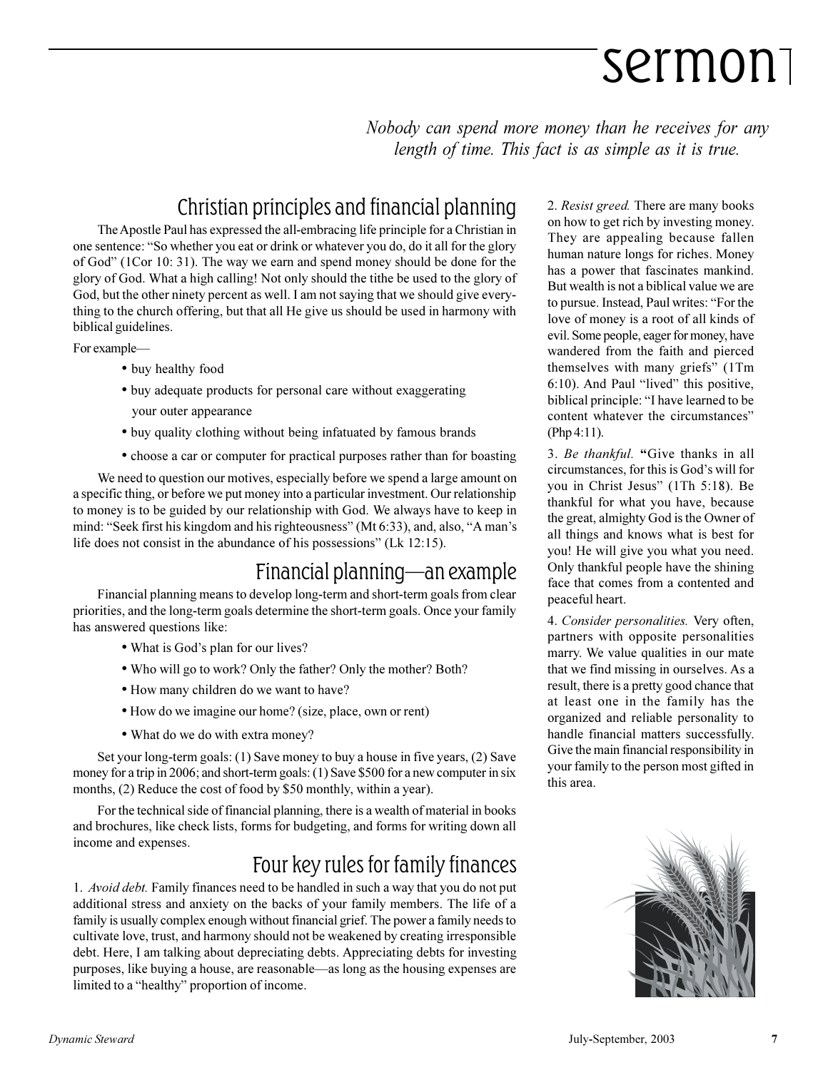# sermon

*Nobody can spend more money than he receives for any length of time. This fact is as simple as it is true.*

## Christian principles and financial planning

The Apostle Paul has expressed the all-embracing life principle for a Christian in one sentence: "So whether you eat or drink or whatever you do, do it all for the glory of God" (1Cor 10: 31). The way we earn and spend money should be done for the glory of God. What a high calling! Not only should the tithe be used to the glory of God, but the other ninety percent as well. I am not saying that we should give everything to the church offering, but that all He give us should be used in harmony with biblical guidelines.

For example—

- buy healthy food
- buy adequate products for personal care without exaggerating your outer appearance
- buy quality clothing without being infatuated by famous brands
- choose a car or computer for practical purposes rather than for boasting

We need to question our motives, especially before we spend a large amount on a specific thing, or before we put money into a particular investment. Our relationship to money is to be guided by our relationship with God. We always have to keep in mind: "Seek first his kingdom and his righteousness" (Mt 6:33), and, also, "A man's life does not consist in the abundance of his possessions" (Lk 12:15).

## Financial planning—an example

Financial planning means to develop long-term and short-term goals from clear priorities, and the long-term goals determine the short-term goals. Once your family has answered questions like:

- What is God's plan for our lives?
- Who will go to work? Only the father? Only the mother? Both?
- How many children do we want to have?
- How do we imagine our home? (size, place, own or rent)
- What do we do with extra money?

Set your long-term goals: (1) Save money to buy a house in five years, (2) Save money for a trip in 2006; and short-term goals: (1) Save $500 for a new computer in six months, (2) Reduce the cost of food by $50 monthly, within a year).

For the technical side of financial planning, there is a wealth of material in books and brochures, like check lists, forms for budgeting, and forms for writing down all income and expenses.

## Four key rules for family finances

1. *Avoid debt.* Family finances need to be handled in such a way that you do not put additional stress and anxiety on the backs of your family members. The life of a family is usually complex enough without financial grief. The power a family needs to cultivate love, trust, and harmony should not be weakened by creating irresponsible debt. Here, I am talking about depreciating debts. Appreciating debts for investing purposes, like buying a house, are reasonable—as long as the housing expenses are limited to a "healthy" proportion of income.

2. *Resist greed.* There are many books on how to get rich by investing money. They are appealing because fallen human nature longs for riches. Money has a power that fascinates mankind. But wealth is not a biblical value we are to pursue. Instead, Paul writes: "For the love of money is a root of all kinds of evil. Some people, eager for money, have wandered from the faith and pierced themselves with many griefs" (1Tm 6:10). And Paul "lived" this positive, biblical principle: "I have learned to be content whatever the circumstances" (Php 4:11).

3. *Be thankful.* **"**Give thanks in all circumstances, for this is God's will for you in Christ Jesus" (1Th 5:18). Be thankful for what you have, because the great, almighty God is the Owner of all things and knows what is best for you! He will give you what you need. Only thankful people have the shining face that comes from a contented and peaceful heart.

4. *Consider personalities.* Very often, partners with opposite personalities marry. We value qualities in our mate that we find missing in ourselves. As a result, there is a pretty good chance that at least one in the family has the organized and reliable personality to handle financial matters successfully. Give the main financial responsibility in your family to the person most gifted in this area.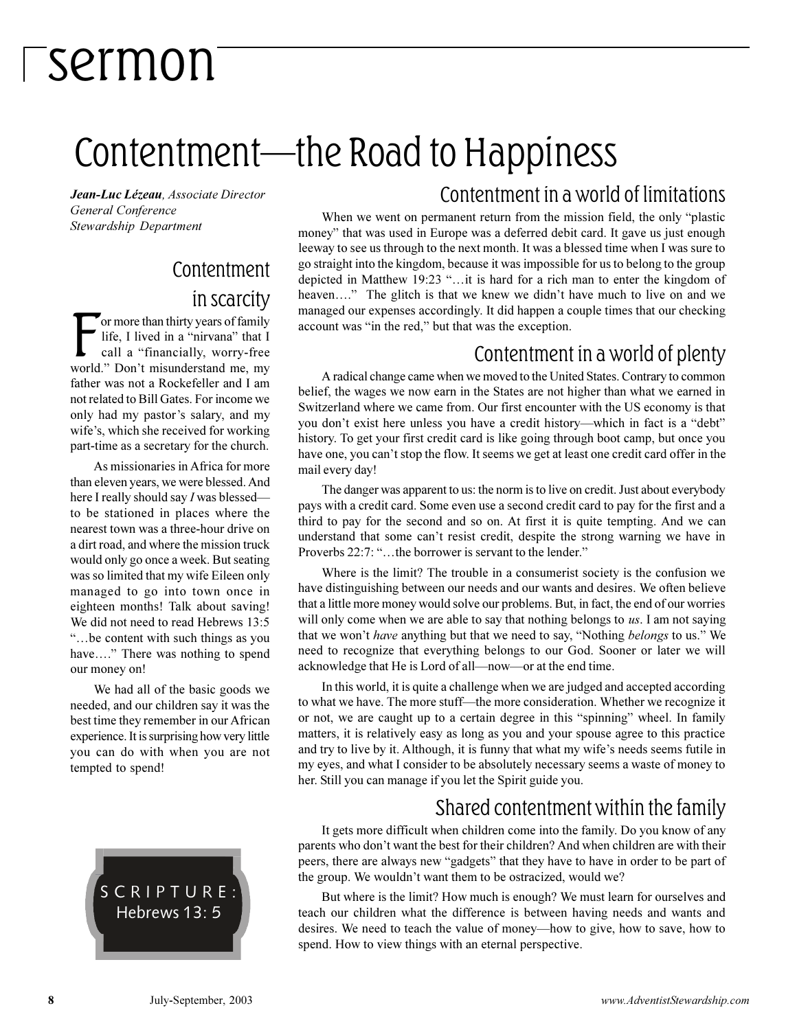# sermon

# Contentment—the Road to Happiness

***Jean-Luc Lézeau**, Associate Director*
*General Conference*
*Stewardship Department*

SCRIPTURE: Hebrews 13: 5

## Contentment in scarcity

For more than thirty years of family life, I lived in a "nirvana" that I call a "financially, worry-free world." Don't misunderstand me, my father was not a Rockefeller and I am not related to Bill Gates. For income we only had my pastor's salary, and my wife's, which she received for working part-time as a secretary for the church.

As missionaries in Africa for more than eleven years, we were blessed. And here I really should say *I* was blessed—to be stationed in places where the nearest town was a three-hour drive on a dirt road, and where the mission truck would only go once a week. But seating was so limited that my wife Eileen only managed to go into town once in eighteen months! Talk about saving! We did not need to read Hebrews 13:5 "…be content with such things as you have…." There was nothing to spend our money on!

We had all of the basic goods we needed, and our children say it was the best time they remember in our African experience. It is surprising how very little you can do with when you are not tempted to spend!

## Contentment in a world of limitations

When we went on permanent return from the mission field, the only "plastic money" that was used in Europe was a deferred debit card. It gave us just enough leeway to see us through to the next month. It was a blessed time when I was sure to go straight into the kingdom, because it was impossible for us to belong to the group depicted in Matthew 19:23 "…it is hard for a rich man to enter the kingdom of heaven…." The glitch is that we knew we didn't have much to live on and we managed our expenses accordingly. It did happen a couple times that our checking account was "in the red," but that was the exception.

## Contentment in a world of plenty

A radical change came when we moved to the United States. Contrary to common belief, the wages we now earn in the States are not higher than what we earned in Switzerland where we came from. Our first encounter with the US economy is that you don't exist here unless you have a credit history—which in fact is a "debt" history. To get your first credit card is like going through boot camp, but once you have one, you can't stop the flow. It seems we get at least one credit card offer in the mail every day!

The danger was apparent to us: the norm is to live on credit. Just about everybody pays with a credit card. Some even use a second credit card to pay for the first and a third to pay for the second and so on. At first it is quite tempting. And we can understand that some can't resist credit, despite the strong warning we have in Proverbs 22:7: "…the borrower is servant to the lender."

Where is the limit? The trouble in a consumerist society is the confusion we have distinguishing between our needs and our wants and desires. We often believe that a little more money would solve our problems. But, in fact, the end of our worries will only come when we are able to say that nothing belongs to *us*. I am not saying that we won't *have* anything but that we need to say, "Nothing *belongs* to us." We need to recognize that everything belongs to our God. Sooner or later we will acknowledge that He is Lord of all—now—or at the end time.

In this world, it is quite a challenge when we are judged and accepted according to what we have. The more stuff—the more consideration. Whether we recognize it or not, we are caught up to a certain degree in this "spinning" wheel. In family matters, it is relatively easy as long as you and your spouse agree to this practice and try to live by it. Although, it is funny that what my wife's needs seems futile in my eyes, and what I consider to be absolutely necessary seems a waste of money to her. Still you can manage if you let the Spirit guide you.

## Shared contentment within the family

It gets more difficult when children come into the family. Do you know of any parents who don't want the best for their children? And when children are with their peers, there are always new "gadgets" that they have to have in order to be part of the group. We wouldn't want them to be ostracized, would we?

But where is the limit? How much is enough? We must learn for ourselves and teach our children what the difference is between having needs and wants and desires. We need to teach the value of money—how to give, how to save, how to spend. How to view things with an eternal perspective.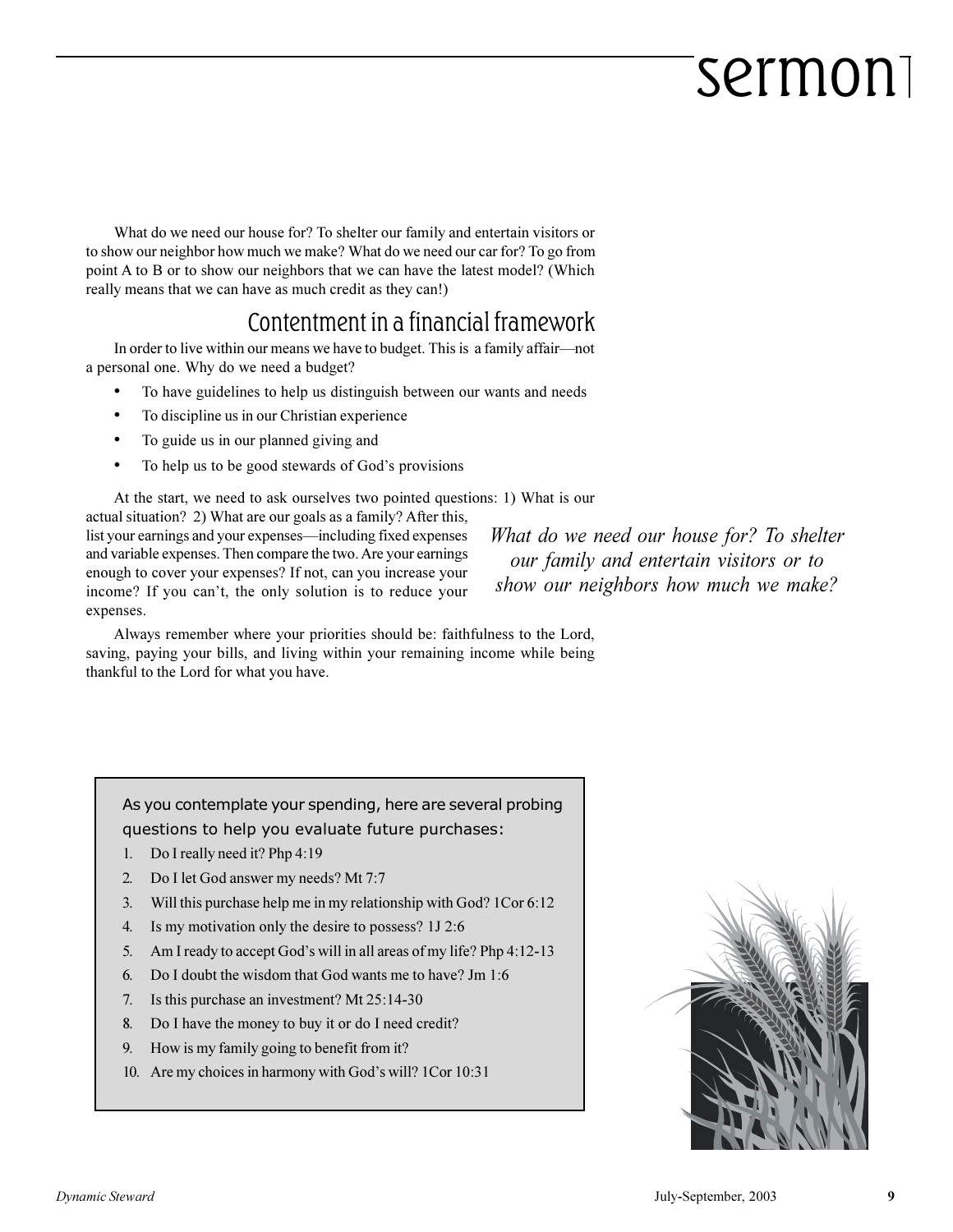What do we need our house for? To shelter our family and entertain visitors or to show our neighbor how much we make? What do we need our car for? To go from point A to B or to show our neighbors that we can have the latest model? (Which really means that we can have as much credit as they can!)

## Contentment in a financial framework

In order to live within our means we have to budget. This is a family affair—not a personal one. Why do we need a budget?

- To have guidelines to help us distinguish between our wants and needs
- To discipline us in our Christian experience
- To guide us in our planned giving and
- To help us to be good stewards of God's provisions

At the start, we need to ask ourselves two pointed questions: 1) What is our actual situation? 2) What are our goals as a family? After this, list your earnings and your expenses—including fixed expenses and variable expenses. Then compare the two. Are your earnings enough to cover your expenses? If not, can you increase your income? If you can't, the only solution is to reduce your expenses.

*What do we need our house for? To shelter our family and entertain visitors or to show our neighbors how much we make?*

Always remember where your priorities should be: faithfulness to the Lord, saving, paying your bills, and living within your remaining income while being thankful to the Lord for what you have.

As you contemplate your spending, here are several probing questions to help you evaluate future purchases:

1. Do I really need it? Php 4:19
2. Do I let God answer my needs? Mt 7:7
3. Will this purchase help me in my relationship with God? 1Cor 6:12
4. Is my motivation only the desire to possess? 1J 2:6
5. Am I ready to accept God's will in all areas of my life? Php 4:12-13
6. Do I doubt the wisdom that God wants me to have? Jm 1:6
7. Is this purchase an investment? Mt 25:14-30
8. Do I have the money to buy it or do I need credit?
9. How is my family going to benefit from it?
10. Are my choices in harmony with God's will? 1Cor 10:31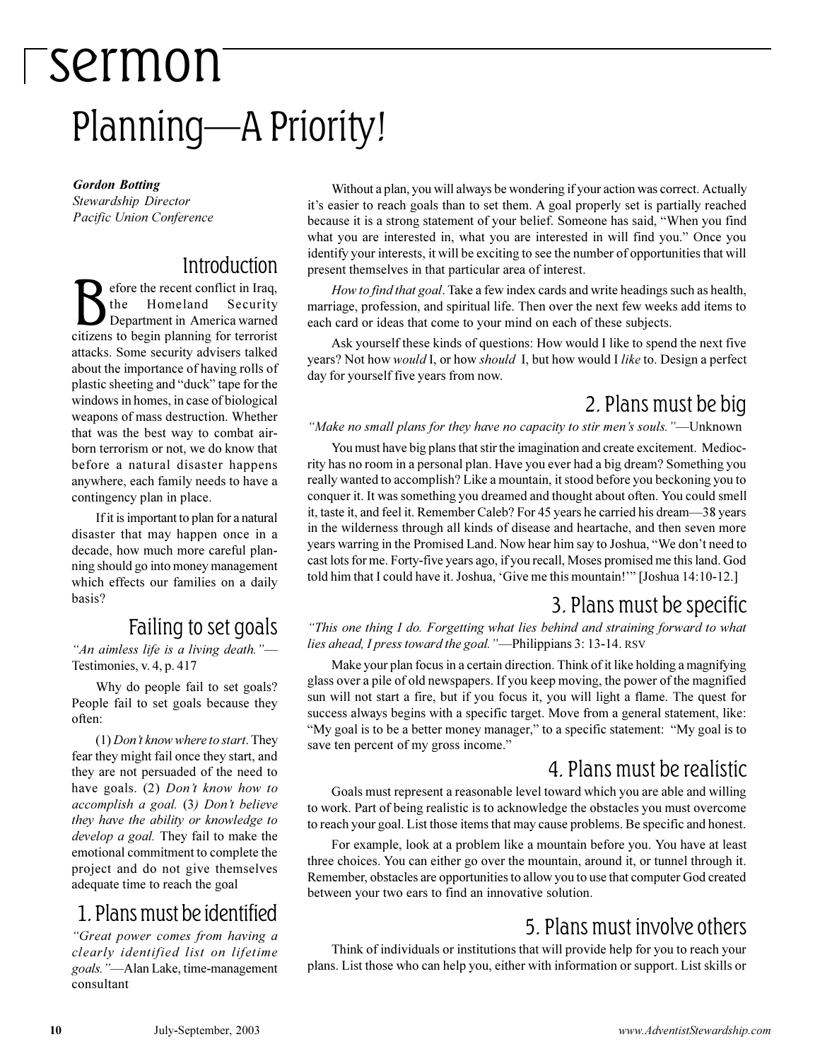# sermon

# Planning—A Priority!

***Gordon Botting***
*Stewardship Director*
*Pacific Union Conference*

## Introduction

Before the recent conflict in Iraq, the Homeland Security Department in America warned citizens to begin planning for terrorist attacks. Some security advisers talked about the importance of having rolls of plastic sheeting and "duck" tape for the windows in homes, in case of biological weapons of mass destruction. Whether that was the best way to combat airborn terrorism or not, we do know that before a natural disaster happens anywhere, each family needs to have a contingency plan in place.

If it is important to plan for a natural disaster that may happen once in a decade, how much more careful planning should go into money management which effects our families on a daily basis?

## Failing to set goals

*"An aimless life is a living death."*—Testimonies, v. 4, p. 417

Why do people fail to set goals? People fail to set goals because they often:

(1) *Don't know where to start*. They fear they might fail once they start, and they are not persuaded of the need to have goals. (2) *Don't know how to accomplish a goal.* (3*) Don't believe they have the ability or knowledge to develop a goal.* They fail to make the emotional commitment to complete the project and do not give themselves adequate time to reach the goal

## 1. Plans must be identified

*"Great power comes from having a clearly identified list on lifetime goals."*—Alan Lake, time-management consultant

Without a plan, you will always be wondering if your action was correct. Actually it's easier to reach goals than to set them. A goal properly set is partially reached because it is a strong statement of your belief. Someone has said, "When you find what you are interested in, what you are interested in will find you." Once you identify your interests, it will be exciting to see the number of opportunities that will present themselves in that particular area of interest.

*How to find that goal*. Take a few index cards and write headings such as health, marriage, profession, and spiritual life. Then over the next few weeks add items to each card or ideas that come to your mind on each of these subjects.

Ask yourself these kinds of questions: How would I like to spend the next five years? Not how *would* I, or how *should* I, but how would I *like* to. Design a perfect day for yourself five years from now.

## 2. Plans must be big

*"Make no small plans for they have no capacity to stir men's souls."*—Unknown

You must have big plans that stir the imagination and create excitement. Mediocrity has no room in a personal plan. Have you ever had a big dream? Something you really wanted to accomplish? Like a mountain, it stood before you beckoning you to conquer it. It was something you dreamed and thought about often. You could smell it, taste it, and feel it. Remember Caleb? For 45 years he carried his dream—38 years in the wilderness through all kinds of disease and heartache, and then seven more years warring in the Promised Land. Now hear him say to Joshua, "We don't need to cast lots for me. Forty-five years ago, if you recall, Moses promised me this land. God told him that I could have it. Joshua, 'Give me this mountain!'" [Joshua 14:10-12.]

## 3. Plans must be specific

*"This one thing I do. Forgetting what lies behind and straining forward to what lies ahead, I press toward the goal."*—Philippians 3: 13-14. RSV

Make your plan focus in a certain direction. Think of it like holding a magnifying glass over a pile of old newspapers. If you keep moving, the power of the magnified sun will not start a fire, but if you focus it, you will light a flame. The quest for success always begins with a specific target. Move from a general statement, like: "My goal is to be a better money manager," to a specific statement: "My goal is to save ten percent of my gross income."

## 4. Plans must be realistic

Goals must represent a reasonable level toward which you are able and willing to work. Part of being realistic is to acknowledge the obstacles you must overcome to reach your goal. List those items that may cause problems. Be specific and honest.

For example, look at a problem like a mountain before you. You have at least three choices. You can either go over the mountain, around it, or tunnel through it. Remember, obstacles are opportunities to allow you to use that computer God created between your two ears to find an innovative solution.

## 5. Plans must involve others

Think of individuals or institutions that will provide help for you to reach your plans. List those who can help you, either with information or support. List skills or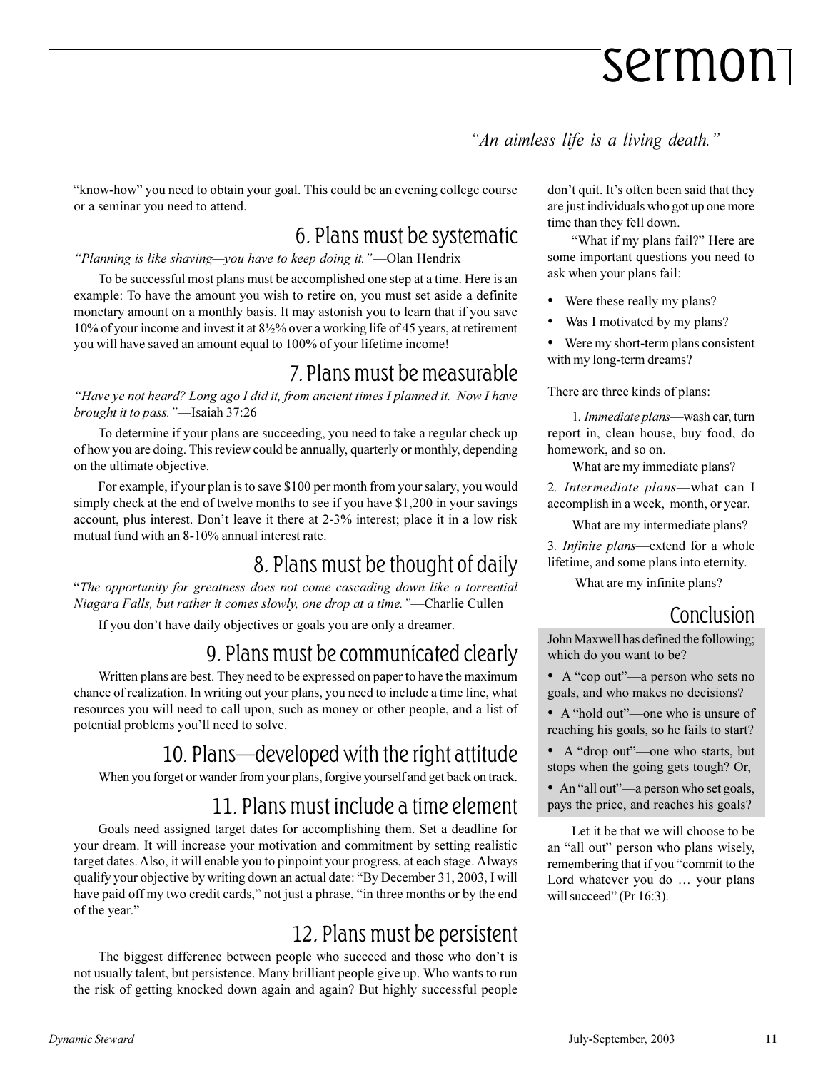*"An aimless life is a living death."*

"know-how" you need to obtain your goal. This could be an evening college course or a seminar you need to attend.

## 6. Plans must be systematic

*"Planning is like shaving—you have to keep doing it."*—Olan Hendrix

To be successful most plans must be accomplished one step at a time. Here is an example: To have the amount you wish to retire on, you must set aside a definite monetary amount on a monthly basis. It may astonish you to learn that if you save 10% of your income and invest it at 8½% over a working life of 45 years, at retirement you will have saved an amount equal to 100% of your lifetime income!

## 7. Plans must be measurable

*"Have ye not heard? Long ago I did it, from ancient times I planned it. Now I have brought it to pass."*—Isaiah 37:26

To determine if your plans are succeeding, you need to take a regular check up of how you are doing. This review could be annually, quarterly or monthly, depending on the ultimate objective.

For example, if your plan is to save $100 per month from your salary, you would simply check at the end of twelve months to see if you have $1,200 in your savings account, plus interest. Don't leave it there at 2-3% interest; place it in a low risk mutual fund with an 8-10% annual interest rate.

## 8. Plans must be thought of daily

"*The opportunity for greatness does not come cascading down like a torrential Niagara Falls, but rather it comes slowly, one drop at a time."*—Charlie Cullen

If you don't have daily objectives or goals you are only a dreamer.

## 9. Plans must be communicated clearly

Written plans are best. They need to be expressed on paper to have the maximum chance of realization. In writing out your plans, you need to include a time line, what resources you will need to call upon, such as money or other people, and a list of potential problems you'll need to solve.

## 10. Plans—developed with the right attitude

When you forget or wander from your plans, forgive yourself and get back on track.

## 11. Plans must include a time element

Goals need assigned target dates for accomplishing them. Set a deadline for your dream. It will increase your motivation and commitment by setting realistic target dates. Also, it will enable you to pinpoint your progress, at each stage. Always qualify your objective by writing down an actual date: "By December 31, 2003, I will have paid off my two credit cards," not just a phrase, "in three months or by the end of the year."

## 12. Plans must be persistent

The biggest difference between people who succeed and those who don't is not usually talent, but persistence. Many brilliant people give up. Who wants to run the risk of getting knocked down again and again? But highly successful people don't quit. It's often been said that they are just individuals who got up one more time than they fell down.

"What if my plans fail?" Here are some important questions you need to ask when your plans fail:

- Were these really my plans?
- Was I motivated by my plans?
- Were my short-term plans consistent with my long-term dreams?

There are three kinds of plans:

1. *Immediate plans*—wash car, turn report in, clean house, buy food, do homework, and so on.

   What are my immediate plans?

2. *Intermediate plans*—what can I accomplish in a week, month, or year.

   What are my intermediate plans?

3. *Infinite plans*—extend for a whole lifetime, and some plans into eternity.

   What are my infinite plans?

## Conclusion

John Maxwell has defined the following; which do you want to be?—

- A "cop out"—a person who sets no goals, and who makes no decisions?
- A "hold out"—one who is unsure of reaching his goals, so he fails to start?
- A "drop out"—one who starts, but stops when the going gets tough? Or,
- An "all out"—a person who set goals, pays the price, and reaches his goals?

Let it be that we will choose to be an "all out" person who plans wisely, remembering that if you "commit to the Lord whatever you do … your plans will succeed" (Pr 16:3).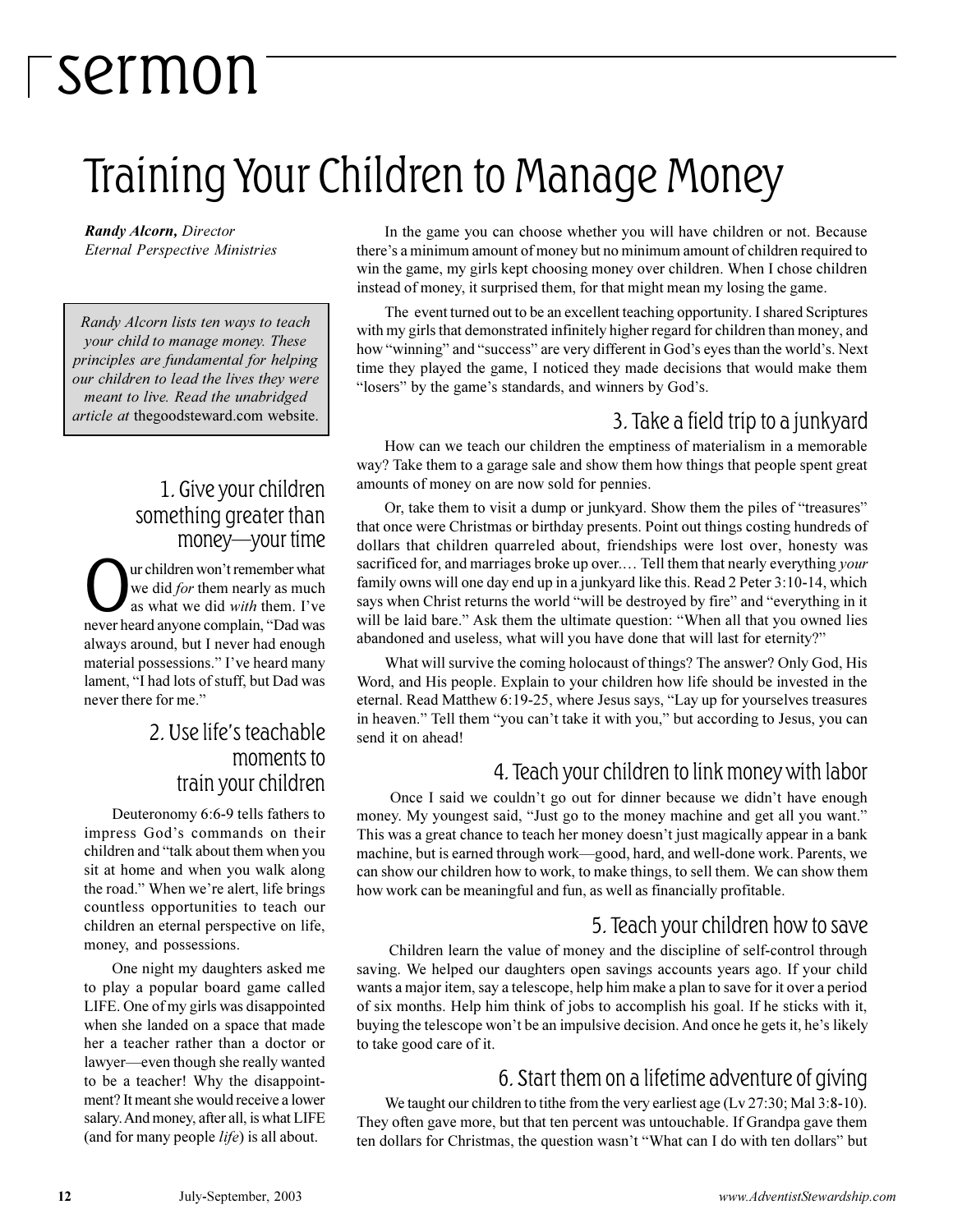# sermon

# Training Your Children to Manage Money

***Randy Alcorn,*** *Director*
*Eternal Perspective Ministries*

> *Randy Alcorn lists ten ways to teach your child to manage money. These principles are fundamental for helping our children to lead the lives they were meant to live. Read the unabridged article at* thegoodsteward.com website.

## 1. Give your children something greater than money—your time

Our children won't remember what we did *for* them nearly as much as what we did *with* them. I've never heard anyone complain, "Dad was always around, but I never had enough material possessions." I've heard many lament, "I had lots of stuff, but Dad was never there for me."

## 2. Use life's teachable moments to train your children

Deuteronomy 6:6-9 tells fathers to impress God's commands on their children and "talk about them when you sit at home and when you walk along the road." When we're alert, life brings countless opportunities to teach our children an eternal perspective on life, money, and possessions.

One night my daughters asked me to play a popular board game called LIFE. One of my girls was disappointed when she landed on a space that made her a teacher rather than a doctor or lawyer—even though she really wanted to be a teacher! Why the disappointment? It meant she would receive a lower salary. And money, after all, is what LIFE (and for many people *life*) is all about.

In the game you can choose whether you will have children or not. Because there's a minimum amount of money but no minimum amount of children required to win the game, my girls kept choosing money over children. When I chose children instead of money, it surprised them, for that might mean my losing the game.

The event turned out to be an excellent teaching opportunity. I shared Scriptures with my girls that demonstrated infinitely higher regard for children than money, and how "winning" and "success" are very different in God's eyes than the world's. Next time they played the game, I noticed they made decisions that would make them "losers" by the game's standards, and winners by God's.

## 3. Take a field trip to a junkyard

How can we teach our children the emptiness of materialism in a memorable way? Take them to a garage sale and show them how things that people spent great amounts of money on are now sold for pennies.

Or, take them to visit a dump or junkyard. Show them the piles of "treasures" that once were Christmas or birthday presents. Point out things costing hundreds of dollars that children quarreled about, friendships were lost over, honesty was sacrificed for, and marriages broke up over.… Tell them that nearly everything *your* family owns will one day end up in a junkyard like this. Read 2 Peter 3:10-14, which says when Christ returns the world "will be destroyed by fire" and "everything in it will be laid bare." Ask them the ultimate question: "When all that you owned lies abandoned and useless, what will you have done that will last for eternity?"

What will survive the coming holocaust of things? The answer? Only God, His Word, and His people. Explain to your children how life should be invested in the eternal. Read Matthew 6:19-25, where Jesus says, "Lay up for yourselves treasures in heaven." Tell them "you can't take it with you," but according to Jesus, you can send it on ahead!

## 4. Teach your children to link money with labor

Once I said we couldn't go out for dinner because we didn't have enough money. My youngest said, "Just go to the money machine and get all you want." This was a great chance to teach her money doesn't just magically appear in a bank machine, but is earned through work—good, hard, and well-done work. Parents, we can show our children how to work, to make things, to sell them. We can show them how work can be meaningful and fun, as well as financially profitable.

## 5. Teach your children how to save

Children learn the value of money and the discipline of self-control through saving. We helped our daughters open savings accounts years ago. If your child wants a major item, say a telescope, help him make a plan to save for it over a period of six months. Help him think of jobs to accomplish his goal. If he sticks with it, buying the telescope won't be an impulsive decision. And once he gets it, he's likely to take good care of it.

## 6. Start them on a lifetime adventure of giving

We taught our children to tithe from the very earliest age (Lv 27:30; Mal 3:8-10). They often gave more, but that ten percent was untouchable. If Grandpa gave them ten dollars for Christmas, the question wasn't "What can I do with ten dollars" but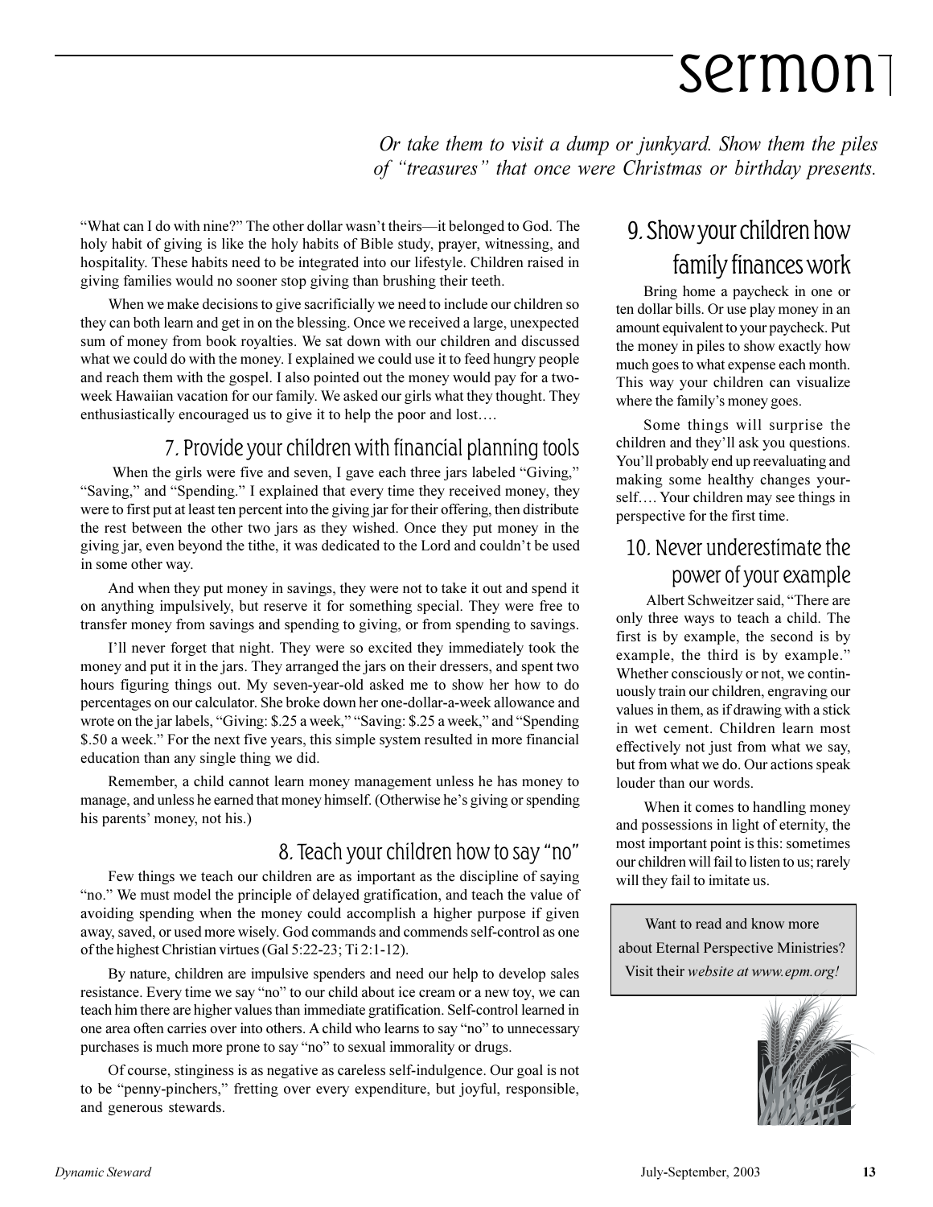*Or take them to visit a dump or junkyard. Show them the piles of "treasures" that once were Christmas or birthday presents.*

"What can I do with nine?" The other dollar wasn't theirs—it belonged to God. The holy habit of giving is like the holy habits of Bible study, prayer, witnessing, and hospitality. These habits need to be integrated into our lifestyle. Children raised in giving families would no sooner stop giving than brushing their teeth.

When we make decisions to give sacrificially we need to include our children so they can both learn and get in on the blessing. Once we received a large, unexpected sum of money from book royalties. We sat down with our children and discussed what we could do with the money. I explained we could use it to feed hungry people and reach them with the gospel. I also pointed out the money would pay for a two-week Hawaiian vacation for our family. We asked our girls what they thought. They enthusiastically encouraged us to give it to help the poor and lost….

## 7. Provide your children with financial planning tools

When the girls were five and seven, I gave each three jars labeled "Giving," "Saving," and "Spending." I explained that every time they received money, they were to first put at least ten percent into the giving jar for their offering, then distribute the rest between the other two jars as they wished. Once they put money in the giving jar, even beyond the tithe, it was dedicated to the Lord and couldn't be used in some other way.

And when they put money in savings, they were not to take it out and spend it on anything impulsively, but reserve it for something special. They were free to transfer money from savings and spending to giving, or from spending to savings.

I'll never forget that night. They were so excited they immediately took the money and put it in the jars. They arranged the jars on their dressers, and spent two hours figuring things out. My seven-year-old asked me to show her how to do percentages on our calculator. She broke down her one-dollar-a-week allowance and wrote on the jar labels, "Giving: $.25 a week," "Saving: $.25 a week," and "Spending $.50 a week." For the next five years, this simple system resulted in more financial education than any single thing we did.

Remember, a child cannot learn money management unless he has money to manage, and unless he earned that money himself. (Otherwise he's giving or spending his parents' money, not his.)

## 8. Teach your children how to say "no"

Few things we teach our children are as important as the discipline of saying "no." We must model the principle of delayed gratification, and teach the value of avoiding spending when the money could accomplish a higher purpose if given away, saved, or used more wisely. God commands and commends self-control as one of the highest Christian virtues (Gal 5:22-23; Ti 2:1-12).

By nature, children are impulsive spenders and need our help to develop sales resistance. Every time we say "no" to our child about ice cream or a new toy, we can teach him there are higher values than immediate gratification. Self-control learned in one area often carries over into others. A child who learns to say "no" to unnecessary purchases is much more prone to say "no" to sexual immorality or drugs.

Of course, stinginess is as negative as careless self-indulgence. Our goal is not to be "penny-pinchers," fretting over every expenditure, but joyful, responsible, and generous stewards.

## 9. Show your children how family finances work

Bring home a paycheck in one or ten dollar bills. Or use play money in an amount equivalent to your paycheck. Put the money in piles to show exactly how much goes to what expense each month. This way your children can visualize where the family's money goes.

Some things will surprise the children and they'll ask you questions. You'll probably end up reevaluating and making some healthy changes yourself…. Your children may see things in perspective for the first time.

## 10. Never underestimate the power of your example

Albert Schweitzer said, "There are only three ways to teach a child. The first is by example, the second is by example, the third is by example." Whether consciously or not, we continuously train our children, engraving our values in them, as if drawing with a stick in wet cement. Children learn most effectively not just from what we say, but from what we do. Our actions speak louder than our words.

When it comes to handling money and possessions in light of eternity, the most important point is this: sometimes our children will fail to listen to us; rarely will they fail to imitate us.

Want to read and know more about Eternal Perspective Ministries? Visit their *website at www.epm.org!*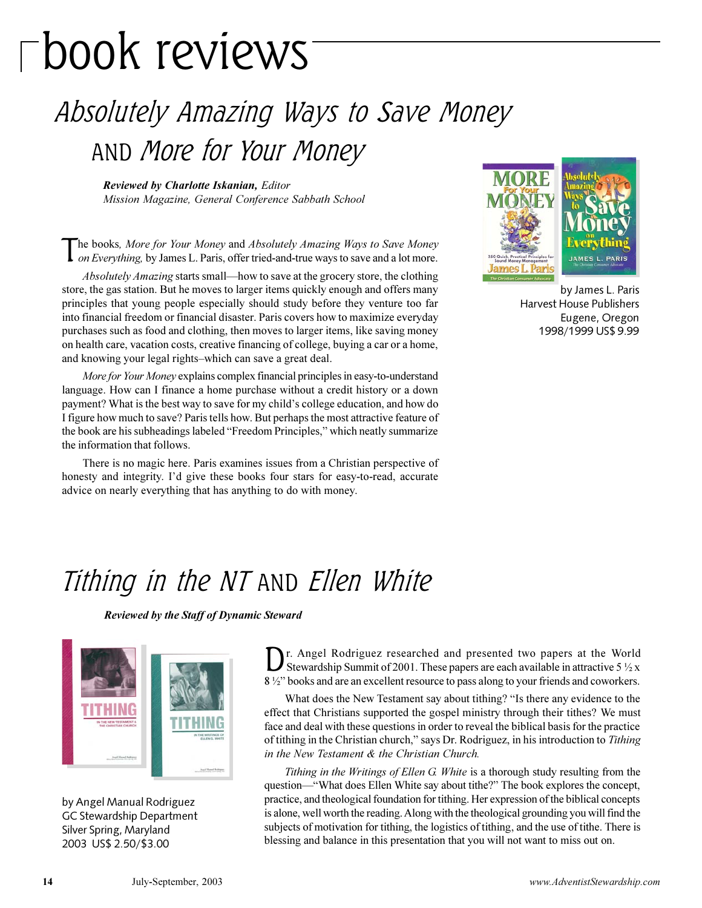# book reviews

## *Absolutely Amazing Ways to Save Money* AND *More for Your Money*

***Reviewed by Charlotte Iskanian,*** *Editor*
*Mission Magazine, General Conference Sabbath School*

by James L. Paris
Harvest House Publishers
Eugene, Oregon
1998/1999 US$ 9.99

The books*, More for Your Money* and *Absolutely Amazing Ways to Save Money on Everything,* by James L. Paris, offer tried-and-true ways to save and a lot more.

*Absolutely Amazing* starts small—how to save at the grocery store, the clothing store, the gas station. But he moves to larger items quickly enough and offers many principles that young people especially should study before they venture too far into financial freedom or financial disaster. Paris covers how to maximize everyday purchases such as food and clothing, then moves to larger items, like saving money on health care, vacation costs, creative financing of college, buying a car or a home, and knowing your legal rights–which can save a great deal.

*More for Your Money* explains complex financial principles in easy-to-understand language. How can I finance a home purchase without a credit history or a down payment? What is the best way to save for my child's college education, and how do I figure how much to save? Paris tells how. But perhaps the most attractive feature of the book are his subheadings labeled "Freedom Principles," which neatly summarize the information that follows.

There is no magic here. Paris examines issues from a Christian perspective of honesty and integrity. I'd give these books four stars for easy-to-read, accurate advice on nearly everything that has anything to do with money.

## *Tithing in the NT* AND *Ellen White*

***Reviewed by the Staff of Dynamic Steward***

by Angel Manual Rodriguez
GC Stewardship Department
Silver Spring, Maryland
2003 US$ 2.50/$3.00

Dr. Angel Rodriguez researched and presented two papers at the World Stewardship Summit of 2001. These papers are each available in attractive 5 ½ x 8 ½" books and are an excellent resource to pass along to your friends and coworkers.

What does the New Testament say about tithing? "Is there any evidence to the effect that Christians supported the gospel ministry through their tithes? We must face and deal with these questions in order to reveal the biblical basis for the practice of tithing in the Christian church," says Dr. Rodriguez, in his introduction to *Tithing in the New Testament & the Christian Church.*

*Tithing in the Writings of Ellen G. White* is a thorough study resulting from the question—"What does Ellen White say about tithe?" The book explores the concept, practice, and theological foundation for tithing. Her expression of the biblical concepts is alone, well worth the reading. Along with the theological grounding you will find the subjects of motivation for tithing, the logistics of tithing, and the use of tithe. There is blessing and balance in this presentation that you will not want to miss out on.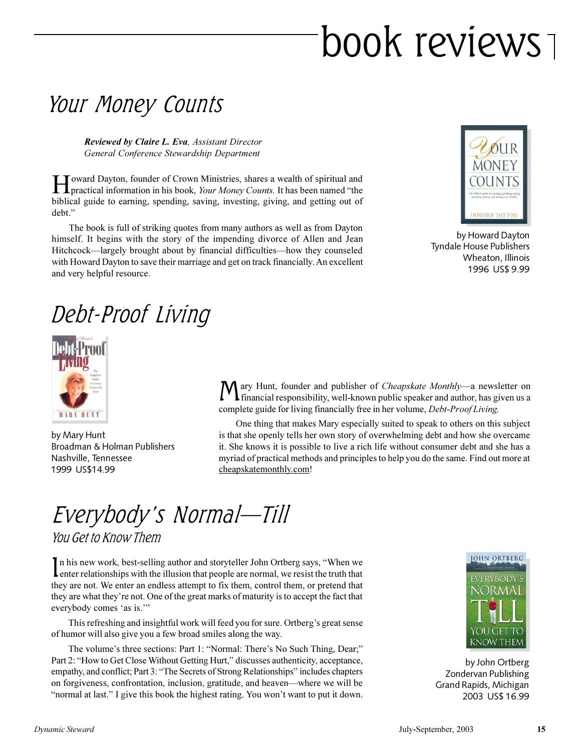# book reviews

## Your Money Counts

***Reviewed by Claire L. Eva**, Assistant Director*
*General Conference Stewardship Department*

Howard Dayton, founder of Crown Ministries, shares a wealth of spiritual and practical information in his book, *Your Money Counts.* It has been named "the biblical guide to earning, spending, saving, investing, giving, and getting out of debt."

The book is full of striking quotes from many authors as well as from Dayton himself. It begins with the story of the impending divorce of Allen and Jean Hitchcock—largely brought about by financial difficulties—how they counseled with Howard Dayton to save their marriage and get on track financially. An excellent and very helpful resource.

by Howard Dayton
Tyndale House Publishers
Wheaton, Illinois
1996 US$ 9.99

## Debt-Proof Living

by Mary Hunt
Broadman & Holman Publishers
Nashville, Tennessee
1999 US$14.99

Mary Hunt, founder and publisher of *Cheapskate Monthly*—a newsletter on financial responsibility, well-known public speaker and author, has given us a complete guide for living financially free in her volume, *Debt-Proof Living.*

One thing that makes Mary especially suited to speak to others on this subject is that she openly tells her own story of overwhelming debt and how she overcame it. She knows it is possible to live a rich life without consumer debt and she has a myriad of practical methods and principles to help you do the same. Find out more at cheapskatemonthly.com!

## Everybody's Normal—Till
### You Get to Know Them

In his new work, best-selling author and storyteller John Ortberg says, "When we enter relationships with the illusion that people are normal, we resist the truth that they are not. We enter an endless attempt to fix them, control them, or pretend that they are what they're not. One of the great marks of maturity is to accept the fact that everybody comes 'as is.'"

This refreshing and insightful work will feed you for sure. Ortberg's great sense of humor will also give you a few broad smiles along the way.

The volume's three sections: Part 1: "Normal: There's No Such Thing, Dear;" Part 2: "How to Get Close Without Getting Hurt," discusses authenticity, acceptance, empathy, and conflict; Part 3: "The Secrets of Strong Relationships" includes chapters on forgiveness, confrontation, inclusion, gratitude, and heaven—where we will be "normal at last." I give this book the highest rating. You won't want to put it down.

by John Ortberg
Zondervan Publishing
Grand Rapids, Michigan
2003 US$ 16.99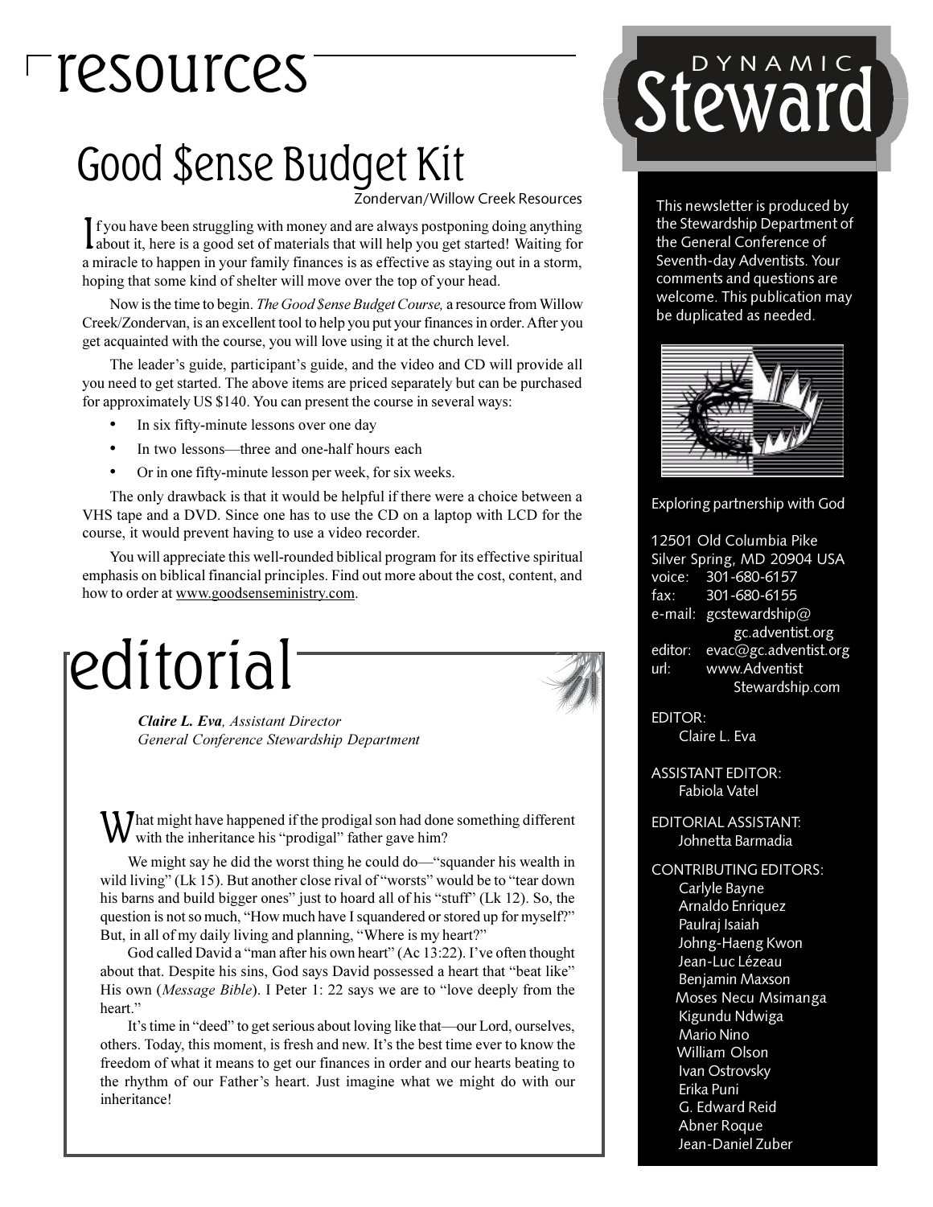# resources

## Good $ense Budget Kit

Zondervan/Willow Creek Resources

If you have been struggling with money and are always postponing doing anything about it, here is a good set of materials that will help you get started! Waiting for a miracle to happen in your family finances is as effective as staying out in a storm, hoping that some kind of shelter will move over the top of your head.

Now is the time to begin. *The Good $ense Budget Course,* a resource from Willow Creek/Zondervan, is an excellent tool to help you put your finances in order. After you get acquainted with the course, you will love using it at the church level.

The leader's guide, participant's guide, and the video and CD will provide all you need to get started. The above items are priced separately but can be purchased for approximately US $140. You can present the course in several ways:

- In six fifty-minute lessons over one day
- In two lessons—three and one-half hours each
- Or in one fifty-minute lesson per week, for six weeks.

The only drawback is that it would be helpful if there were a choice between a VHS tape and a DVD. Since one has to use the CD on a laptop with LCD for the course, it would prevent having to use a video recorder.

You will appreciate this well-rounded biblical program for its effective spiritual emphasis on biblical financial principles. Find out more about the cost, content, and how to order at www.goodsenseministry.com.

# editorial

***Claire L. Eva****, Assistant Director*
*General Conference Stewardship Department*

What might have happened if the prodigal son had done something different with the inheritance his "prodigal" father gave him?

We might say he did the worst thing he could do—"squander his wealth in wild living" (Lk 15). But another close rival of "worsts" would be to "tear down his barns and build bigger ones" just to hoard all of his "stuff" (Lk 12). So, the question is not so much, "How much have I squandered or stored up for myself?" But, in all of my daily living and planning, "Where is my heart?"

God called David a "man after his own heart" (Ac 13:22). I've often thought about that. Despite his sins, God says David possessed a heart that "beat like" His own (*Message Bible*). I Peter 1: 22 says we are to "love deeply from the heart."

It's time in "deed" to get serious about loving like that—our Lord, ourselves, others. Today, this moment, is fresh and new. It's the best time ever to know the freedom of what it means to get our finances in order and our hearts beating to the rhythm of our Father's heart. Just imagine what we might do with our inheritance!

# DYNAMIC Steward

This newsletter is produced by the Stewardship Department of the General Conference of Seventh-day Adventists. Your comments and questions are welcome. This publication may be duplicated as needed.

Exploring partnership with God

12501 Old Columbia Pike
Silver Spring, MD 20904 USA
voice: 301-680-6157
fax: 301-680-6155
e-mail: gcstewardship@gc.adventist.org
editor: evac@gc.adventist.org
url: www.AdventistStewardship.com

EDITOR:
Claire L. Eva

ASSISTANT EDITOR:
Fabiola Vatel

EDITORIAL ASSISTANT:
Johnetta Barmadia

CONTRIBUTING EDITORS:
Carlyle Bayne
Arnaldo Enriquez
Paulraj Isaiah
Johng-Haeng Kwon
Jean-Luc Lézeau
Benjamin Maxson
Moses Necu Msimanga
Kigundu Ndwiga
Mario Nino
William Olson
Ivan Ostrovsky
Erika Puni
G. Edward Reid
Abner Roque
Jean-Daniel Zuber